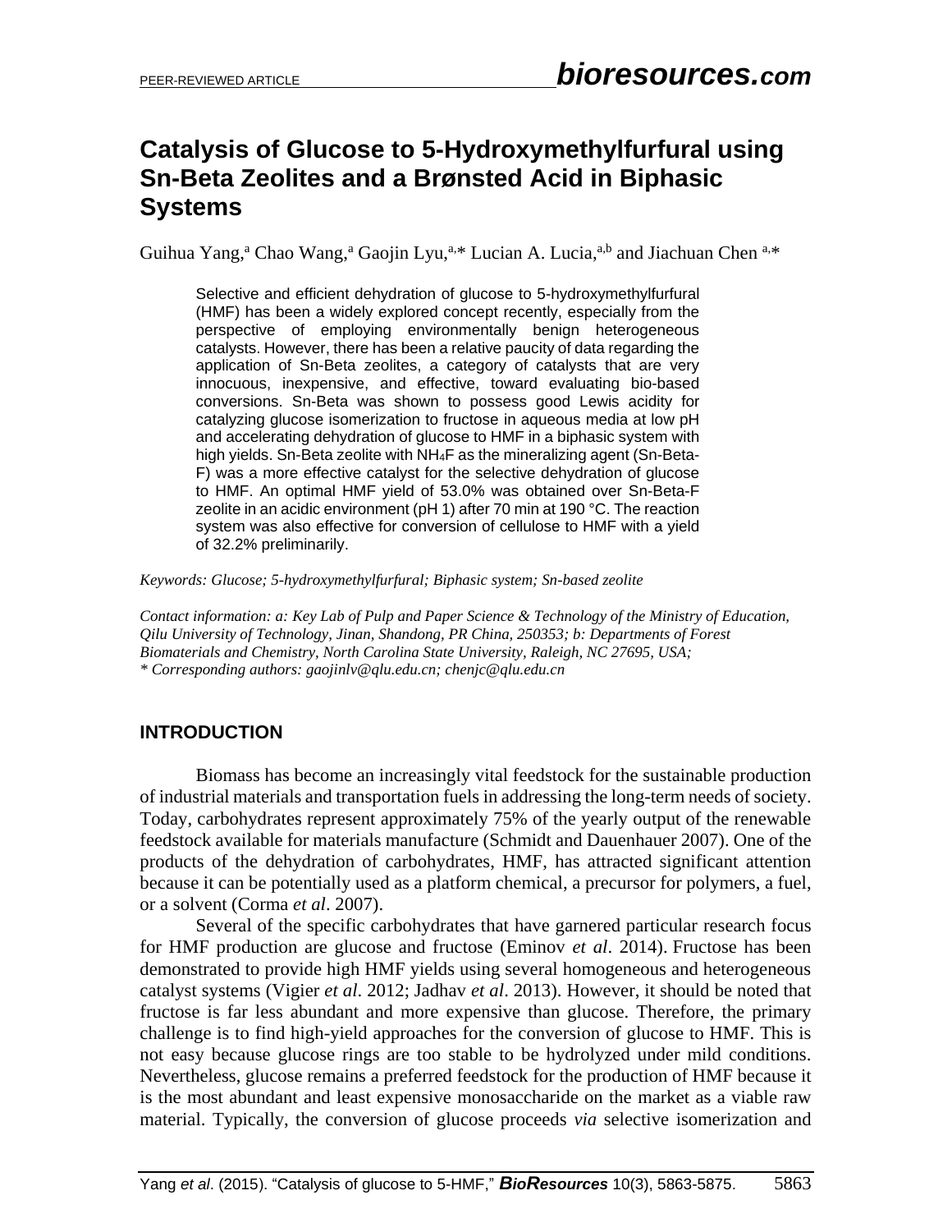# Catalysis of Glucose to 5-Hydroxymethylfurfural using Sn-Beta Zeolites and a Brønsted Acid in Biphasic Systems

Guihua Yang,[a] Chao Wang,[a] Gaojin Lyu,[a,*] Lucian A. Lucia,[a,b] and Jiachuan Chen [a,*]

Selective and efficient dehydration of glucose to 5-hydroxymethylfurfural (HMF) has been a widely explored concept recently, especially from the perspective of employing environmentally benign heterogeneous catalysts. However, there has been a relative paucity of data regarding the application of Sn-Beta zeolites, a category of catalysts that are very innocuous, inexpensive, and effective, toward evaluating bio-based conversions. Sn-Beta was shown to possess good Lewis acidity for catalyzing glucose isomerization to fructose in aqueous media at low pH and accelerating dehydration of glucose to HMF in a biphasic system with high yields. Sn-Beta zeolite with $NH_4F$ as the mineralizing agent (Sn-Beta-F) was a more effective catalyst for the selective dehydration of glucose to HMF. An optimal HMF yield of 53.0% was obtained over Sn-Beta-F zeolite in an acidic environment (pH 1) after 70 min at 190 °C. The reaction system was also effective for conversion of cellulose to HMF with a yield of 32.2% preliminarily.

*Keywords: Glucose; 5-hydroxymethylfurfural; Biphasic system; Sn-based zeolite*

*Contact information: a: Key Lab of Pulp and Paper Science & Technology of the Ministry of Education, Qilu University of Technology, Jinan, Shandong, PR China, 250353; b: Departments of Forest Biomaterials and Chemistry, North Carolina State University, Raleigh, NC 27695, USA;*
*\* Corresponding authors: gaojinlv@qlu.edu.cn; chenjc@qlu.edu.cn*

## INTRODUCTION

Biomass has become an increasingly vital feedstock for the sustainable production of industrial materials and transportation fuels in addressing the long-term needs of society. Today, carbohydrates represent approximately 75% of the yearly output of the renewable feedstock available for materials manufacture (Schmidt and Dauenhauer 2007). One of the products of the dehydration of carbohydrates, HMF, has attracted significant attention because it can be potentially used as a platform chemical, a precursor for polymers, a fuel, or a solvent (Corma *et al*. 2007).

Several of the specific carbohydrates that have garnered particular research focus for HMF production are glucose and fructose (Eminov *et al*. 2014). Fructose has been demonstrated to provide high HMF yields using several homogeneous and heterogeneous catalyst systems (Vigier *et al.* 2012; Jadhav *et al*. 2013). However, it should be noted that fructose is far less abundant and more expensive than glucose. Therefore, the primary challenge is to find high-yield approaches for the conversion of glucose to HMF. This is not easy because glucose rings are too stable to be hydrolyzed under mild conditions. Nevertheless, glucose remains a preferred feedstock for the production of HMF because it is the most abundant and least expensive monosaccharide on the market as a viable raw material. Typically, the conversion of glucose proceeds *via* selective isomerization and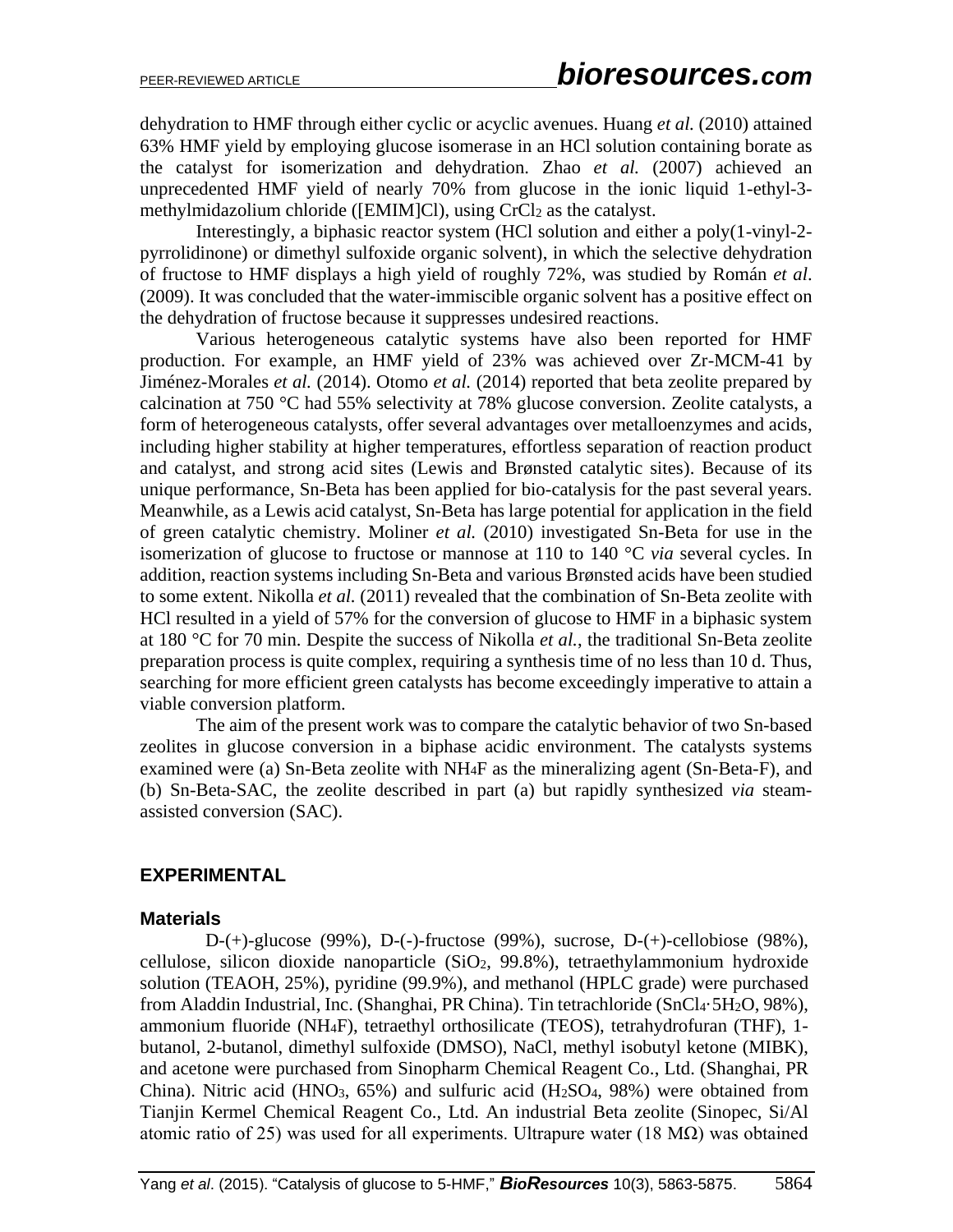dehydration to HMF through either cyclic or acyclic avenues. Huang *et al.* (2010) attained 63% HMF yield by employing glucose isomerase in an HCl solution containing borate as the catalyst for isomerization and dehydration. Zhao *et al.* (2007) achieved an unprecedented HMF yield of nearly 70% from glucose in the ionic liquid 1-ethyl-3-methylmidazolium chloride ([EMIM]Cl), using $CrCl_2$ as the catalyst.

Interestingly, a biphasic reactor system (HCl solution and either a poly(1-vinyl-2-pyrrolidinone) or dimethyl sulfoxide organic solvent), in which the selective dehydration of fructose to HMF displays a high yield of roughly 72%, was studied by Román *et al*. (2009). It was concluded that the water-immiscible organic solvent has a positive effect on the dehydration of fructose because it suppresses undesired reactions.

Various heterogeneous catalytic systems have also been reported for HMF production. For example, an HMF yield of 23% was achieved over Zr-MCM-41 by Jiménez-Morales *et al.* (2014). Otomo *et al.* (2014) reported that beta zeolite prepared by calcination at 750 °C had 55% selectivity at 78% glucose conversion. Zeolite catalysts, a form of heterogeneous catalysts, offer several advantages over metalloenzymes and acids, including higher stability at higher temperatures, effortless separation of reaction product and catalyst, and strong acid sites (Lewis and Brønsted catalytic sites). Because of its unique performance, Sn-Beta has been applied for bio-catalysis for the past several years. Meanwhile, as a Lewis acid catalyst, Sn-Beta has large potential for application in the field of green catalytic chemistry. Moliner *et al.* (2010) investigated Sn-Beta for use in the isomerization of glucose to fructose or mannose at 110 to 140 °C *via* several cycles. In addition, reaction systems including Sn-Beta and various Brønsted acids have been studied to some extent. Nikolla *et al*. (2011) revealed that the combination of Sn-Beta zeolite with HCl resulted in a yield of 57% for the conversion of glucose to HMF in a biphasic system at 180 °C for 70 min. Despite the success of Nikolla *et al.*, the traditional Sn-Beta zeolite preparation process is quite complex, requiring a synthesis time of no less than 10 d. Thus, searching for more efficient green catalysts has become exceedingly imperative to attain a viable conversion platform.

The aim of the present work was to compare the catalytic behavior of two Sn-based zeolites in glucose conversion in a biphase acidic environment. The catalysts systems examined were (a) Sn-Beta zeolite with $NH_4F$ as the mineralizing agent (Sn-Beta-F), and (b) Sn-Beta-SAC, the zeolite described in part (a) but rapidly synthesized *via* steam-assisted conversion (SAC).

## EXPERIMENTAL

### Materials

D-(+)-glucose (99%), D-(-)-fructose (99%), sucrose, D-(+)-cellobiose (98%), cellulose, silicon dioxide nanoparticle ($SiO_2$, 99.8%), tetraethylammonium hydroxide solution (TEAOH, 25%), pyridine (99.9%), and methanol (HPLC grade) were purchased from Aladdin Industrial, Inc. (Shanghai, PR China). Tin tetrachloride ($SnCl_4 \cdot 5H_2O$, 98%), ammonium fluoride ($NH_4F$), tetraethyl orthosilicate (TEOS), tetrahydrofuran (THF), 1-butanol, 2-butanol, dimethyl sulfoxide (DMSO), NaCl, methyl isobutyl ketone (MIBK), and acetone were purchased from Sinopharm Chemical Reagent Co., Ltd. (Shanghai, PR China). Nitric acid ($HNO_3$, 65%) and sulfuric acid ($H_2SO_4$, 98%) were obtained from Tianjin Kermel Chemical Reagent Co., Ltd. An industrial Beta zeolite (Sinopec, Si/Al atomic ratio of 25) was used for all experiments. Ultrapure water (18 MΩ) was obtained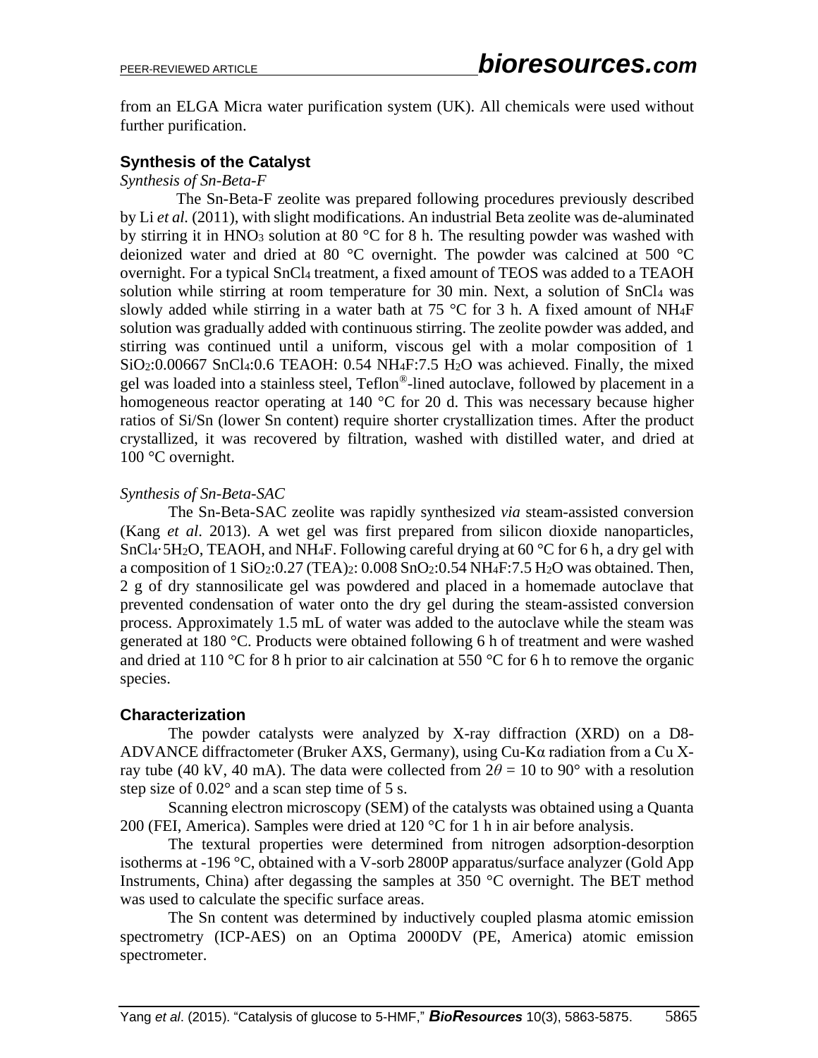from an ELGA Micra water purification system (UK). All chemicals were used without further purification.

## Synthesis of the Catalyst

*Synthesis of Sn-Beta-F*

The Sn-Beta-F zeolite was prepared following procedures previously described by Li *et al.* (2011), with slight modifications. An industrial Beta zeolite was de-aluminated by stirring it in $HNO_3$ solution at 80 °C for 8 h. The resulting powder was washed with deionized water and dried at 80 °C overnight. The powder was calcined at 500 °C overnight. For a typical $SnCl_4$ treatment, a fixed amount of TEOS was added to a TEAOH solution while stirring at room temperature for 30 min. Next, a solution of $SnCl_4$ was slowly added while stirring in a water bath at 75 °C for 3 h. A fixed amount of $NH_4F$ solution was gradually added with continuous stirring. The zeolite powder was added, and stirring was continued until a uniform, viscous gel with a molar composition of 1 $SiO_2$:0.00667 $SnCl_4$:0.6 TEAOH: 0.54 $NH_4F$:7.5 $H_2O$ was achieved. Finally, the mixed gel was loaded into a stainless steel, Teflon®-lined autoclave, followed by placement in a homogeneous reactor operating at 140 °C for 20 d. This was necessary because higher ratios of Si/Sn (lower Sn content) require shorter crystallization times. After the product crystallized, it was recovered by filtration, washed with distilled water, and dried at 100 °C overnight.

*Synthesis of Sn-Beta-SAC*

The Sn-Beta-SAC zeolite was rapidly synthesized *via* steam-assisted conversion (Kang *et al*. 2013). A wet gel was first prepared from silicon dioxide nanoparticles, $SnCl_4\cdot 5H_2O$, TEAOH, and $NH_4F$. Following careful drying at 60 °C for 6 h, a dry gel with a composition of 1 $SiO_2$:0.27 $(TEA)_2$: 0.008 $SnO_2$:0.54 $NH_4F$:7.5 $H_2O$ was obtained. Then, 2 g of dry stannosilicate gel was powdered and placed in a homemade autoclave that prevented condensation of water onto the dry gel during the steam-assisted conversion process. Approximately 1.5 mL of water was added to the autoclave while the steam was generated at 180 °C. Products were obtained following 6 h of treatment and were washed and dried at 110 °C for 8 h prior to air calcination at 550 °C for 6 h to remove the organic species.

## Characterization

The powder catalysts were analyzed by X-ray diffraction (XRD) on a D8-ADVANCE diffractometer (Bruker AXS, Germany), using Cu-Kα radiation from a Cu X-ray tube (40 kV, 40 mA). The data were collected from $2\theta$ = 10 to 90° with a resolution step size of 0.02° and a scan step time of 5 s.

Scanning electron microscopy (SEM) of the catalysts was obtained using a Quanta 200 (FEI, America). Samples were dried at 120 °C for 1 h in air before analysis.

The textural properties were determined from nitrogen adsorption-desorption isotherms at -196 °C, obtained with a V-sorb 2800P apparatus/surface analyzer (Gold App Instruments, China) after degassing the samples at 350 °C overnight. The BET method was used to calculate the specific surface areas.

The Sn content was determined by inductively coupled plasma atomic emission spectrometry (ICP-AES) on an Optima 2000DV (PE, America) atomic emission spectrometer.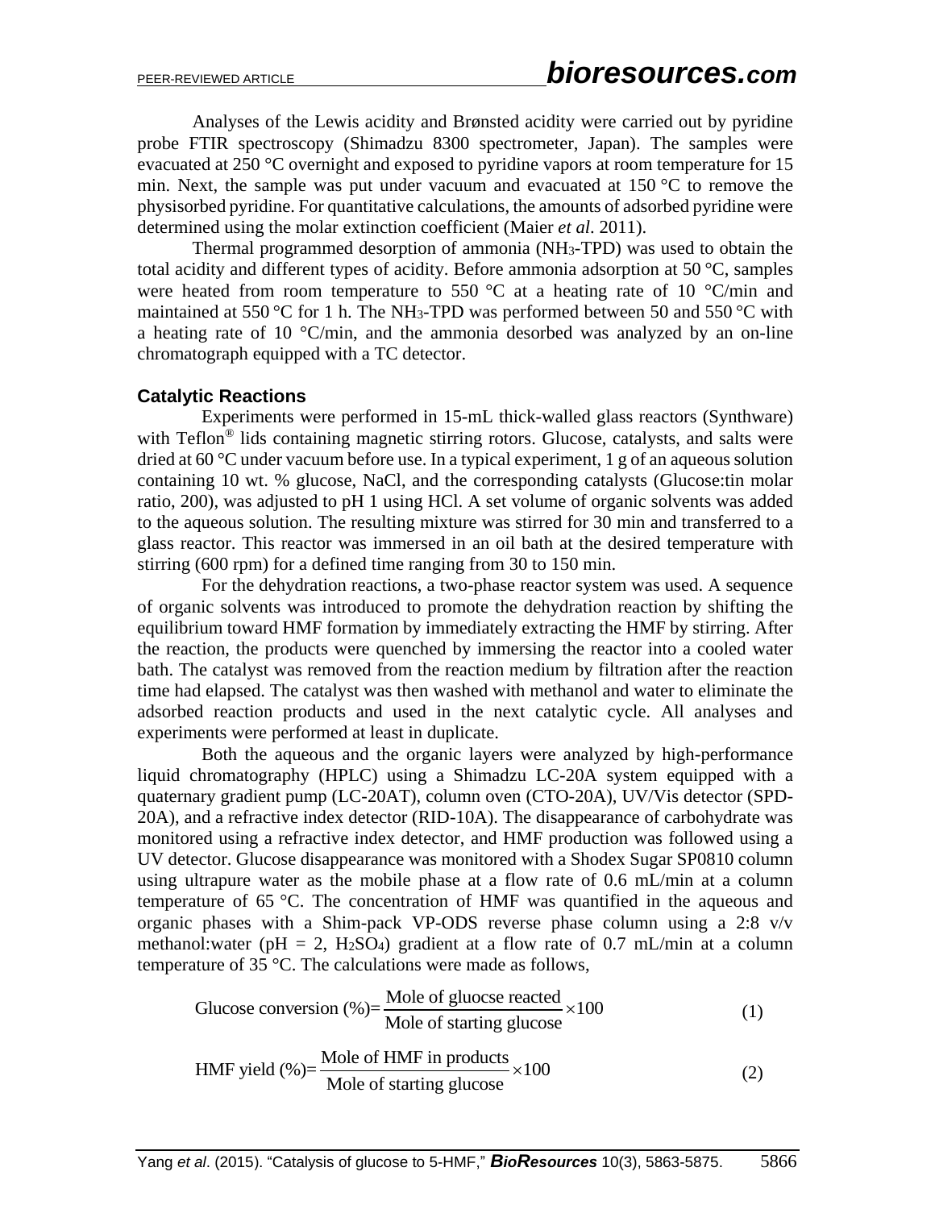Analyses of the Lewis acidity and Brønsted acidity were carried out by pyridine probe FTIR spectroscopy (Shimadzu 8300 spectrometer, Japan). The samples were evacuated at 250 °C overnight and exposed to pyridine vapors at room temperature for 15 min. Next, the sample was put under vacuum and evacuated at 150 °C to remove the physisorbed pyridine. For quantitative calculations, the amounts of adsorbed pyridine were determined using the molar extinction coefficient (Maier *et al*. 2011).

Thermal programmed desorption of ammonia ($NH_3$-TPD) was used to obtain the total acidity and different types of acidity. Before ammonia adsorption at 50 °C, samples were heated from room temperature to 550 °C at a heating rate of 10 °C/min and maintained at 550 °C for 1 h. The $NH_3$-TPD was performed between 50 and 550 °C with a heating rate of 10 °C/min, and the ammonia desorbed was analyzed by an on-line chromatograph equipped with a TC detector.

### Catalytic Reactions

Experiments were performed in 15-mL thick-walled glass reactors (Synthware) with Teflon® lids containing magnetic stirring rotors. Glucose, catalysts, and salts were dried at 60 °C under vacuum before use. In a typical experiment, 1 g of an aqueous solution containing 10 wt. % glucose, NaCl, and the corresponding catalysts (Glucose:tin molar ratio, 200), was adjusted to pH 1 using HCl. A set volume of organic solvents was added to the aqueous solution. The resulting mixture was stirred for 30 min and transferred to a glass reactor. This reactor was immersed in an oil bath at the desired temperature with stirring (600 rpm) for a defined time ranging from 30 to 150 min.

For the dehydration reactions, a two-phase reactor system was used. A sequence of organic solvents was introduced to promote the dehydration reaction by shifting the equilibrium toward HMF formation by immediately extracting the HMF by stirring. After the reaction, the products were quenched by immersing the reactor into a cooled water bath. The catalyst was removed from the reaction medium by filtration after the reaction time had elapsed. The catalyst was then washed with methanol and water to eliminate the adsorbed reaction products and used in the next catalytic cycle. All analyses and experiments were performed at least in duplicate.

Both the aqueous and the organic layers were analyzed by high-performance liquid chromatography (HPLC) using a Shimadzu LC-20A system equipped with a quaternary gradient pump (LC-20AT), column oven (CTO-20A), UV/Vis detector (SPD-20A), and a refractive index detector (RID-10A). The disappearance of carbohydrate was monitored using a refractive index detector, and HMF production was followed using a UV detector. Glucose disappearance was monitored with a Shodex Sugar SP0810 column using ultrapure water as the mobile phase at a flow rate of 0.6 mL/min at a column temperature of 65 °C. The concentration of HMF was quantified in the aqueous and organic phases with a Shim-pack VP-ODS reverse phase column using a 2:8 v/v methanol:water (pH = 2, $H_2SO_4$) gradient at a flow rate of 0.7 mL/min at a column temperature of 35 °C. The calculations were made as follows,

$$\text{Glucose conversion (\%)} = \frac{\text{Mole of gluocse reacted}}{\text{Mole of starting glucose}} \times 100 \tag{1}$$

$$\text{HMF yield (\%)} = \frac{\text{Mole of HMF in products}}{\text{Mole of starting glucose}} \times 100 \tag{2}$$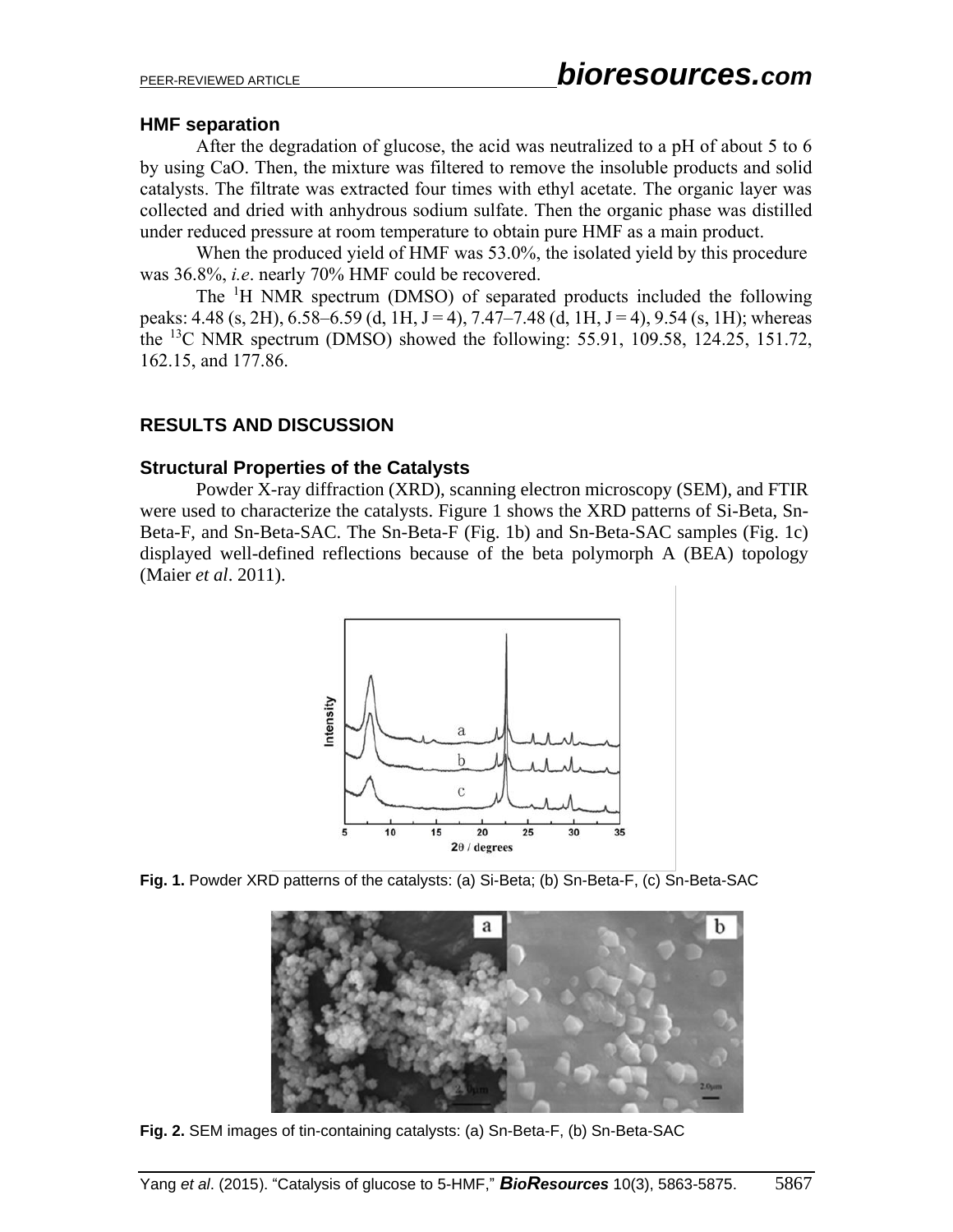### HMF separation

After the degradation of glucose, the acid was neutralized to a pH of about 5 to 6 by using CaO. Then, the mixture was filtered to remove the insoluble products and solid catalysts. The filtrate was extracted four times with ethyl acetate. The organic layer was collected and dried with anhydrous sodium sulfate. Then the organic phase was distilled under reduced pressure at room temperature to obtain pure HMF as a main product.

When the produced yield of HMF was 53.0%, the isolated yield by this procedure was 36.8%, *i.e*. nearly 70% HMF could be recovered.

The $^{1}H$ NMR spectrum (DMSO) of separated products included the following peaks: 4.48 (s, 2H), 6.58–6.59 (d, 1H, J = 4), 7.47–7.48 (d, 1H, J = 4), 9.54 (s, 1H); whereas the $^{13}C$ NMR spectrum (DMSO) showed the following: 55.91, 109.58, 124.25, 151.72, 162.15, and 177.86.

## RESULTS AND DISCUSSION

### Structural Properties of the Catalysts

Powder X-ray diffraction (XRD), scanning electron microscopy (SEM), and FTIR were used to characterize the catalysts. Figure 1 shows the XRD patterns of Si-Beta, Sn-Beta-F, and Sn-Beta-SAC. The Sn-Beta-F (Fig. 1b) and Sn-Beta-SAC samples (Fig. 1c) displayed well-defined reflections because of the beta polymorph A (BEA) topology (Maier *et al*. 2011).

**Fig. 1.** Powder XRD patterns of the catalysts: (a) Si-Beta; (b) Sn-Beta-F, (c) Sn-Beta-SAC

**Fig. 2.** SEM images of tin-containing catalysts: (a) Sn-Beta-F, (b) Sn-Beta-SAC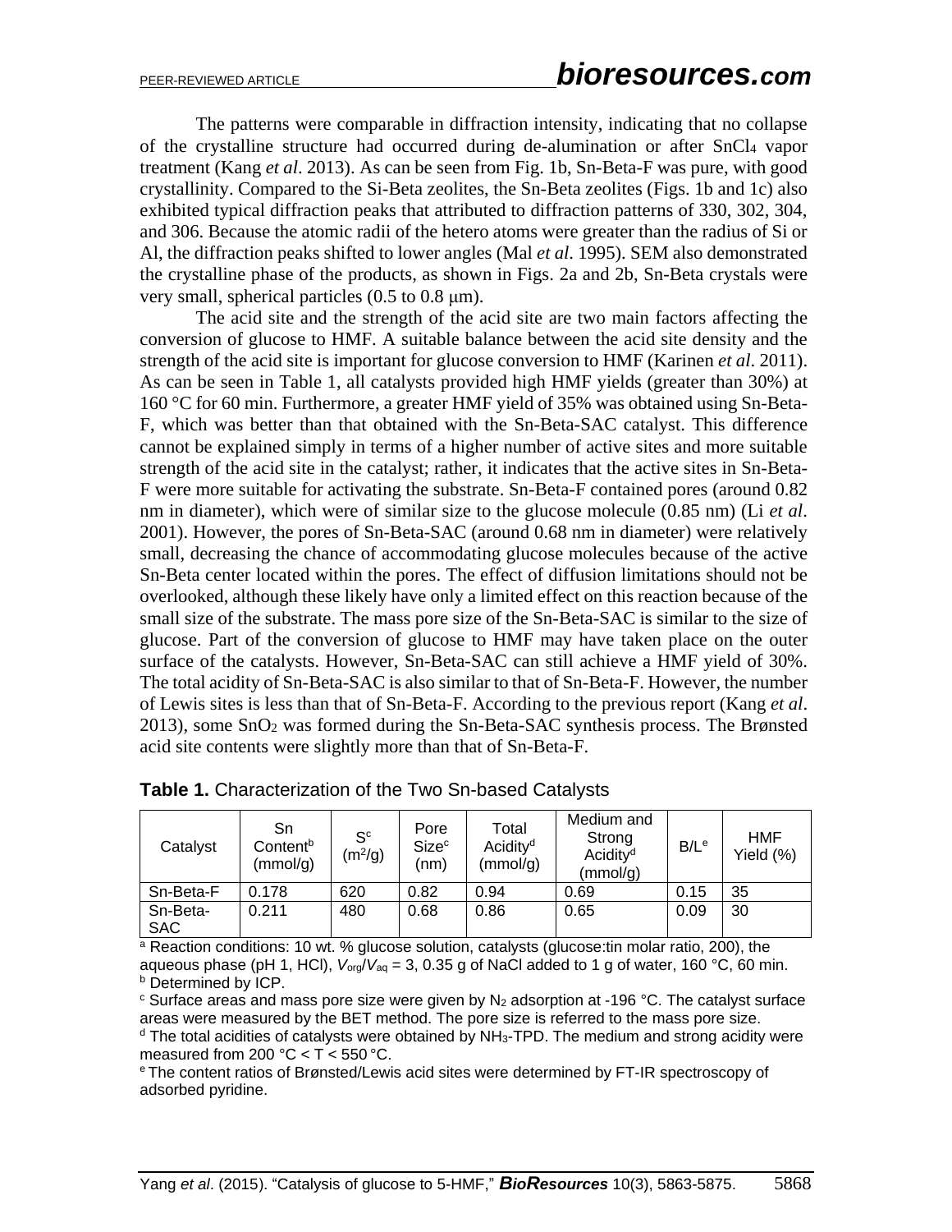The patterns were comparable in diffraction intensity, indicating that no collapse of the crystalline structure had occurred during de-alumination or after $SnCl_4$ vapor treatment (Kang *et al*. 2013). As can be seen from Fig. 1b, Sn-Beta-F was pure, with good crystallinity. Compared to the Si-Beta zeolites, the Sn-Beta zeolites (Figs. 1b and 1c) also exhibited typical diffraction peaks that attributed to diffraction patterns of 330, 302, 304, and 306. Because the atomic radii of the hetero atoms were greater than the radius of Si or Al, the diffraction peaks shifted to lower angles (Mal *et al*. 1995). SEM also demonstrated the crystalline phase of the products, as shown in Figs. 2a and 2b, Sn-Beta crystals were very small, spherical particles (0.5 to 0.8 μm).

The acid site and the strength of the acid site are two main factors affecting the conversion of glucose to HMF. A suitable balance between the acid site density and the strength of the acid site is important for glucose conversion to HMF (Karinen *et al*. 2011). As can be seen in Table 1, all catalysts provided high HMF yields (greater than 30%) at 160 °C for 60 min. Furthermore, a greater HMF yield of 35% was obtained using Sn-Beta-F, which was better than that obtained with the Sn-Beta-SAC catalyst. This difference cannot be explained simply in terms of a higher number of active sites and more suitable strength of the acid site in the catalyst; rather, it indicates that the active sites in Sn-Beta-F were more suitable for activating the substrate. Sn-Beta-F contained pores (around 0.82 nm in diameter), which were of similar size to the glucose molecule (0.85 nm) (Li *et al*. 2001). However, the pores of Sn-Beta-SAC (around 0.68 nm in diameter) were relatively small, decreasing the chance of accommodating glucose molecules because of the active Sn-Beta center located within the pores. The effect of diffusion limitations should not be overlooked, although these likely have only a limited effect on this reaction because of the small size of the substrate. The mass pore size of the Sn-Beta-SAC is similar to the size of glucose. Part of the conversion of glucose to HMF may have taken place on the outer surface of the catalysts. However, Sn-Beta-SAC can still achieve a HMF yield of 30%. The total acidity of Sn-Beta-SAC is also similar to that of Sn-Beta-F. However, the number of Lewis sites is less than that of Sn-Beta-F. According to the previous report (Kang *et al*. 2013), some $SnO_2$ was formed during the Sn-Beta-SAC synthesis process. The Brønsted acid site contents were slightly more than that of Sn-Beta-F.

**Table 1.** Characterization of the Two Sn-based Catalysts

| Catalyst | Sn Content[b] (mmol/g) | S[c] ($m^2$/g) | Pore Size[c] (nm) | Total Acidity[d] (mmol/g) | Medium and Strong Acidity[d] (mmol/g) | B/L[e] | HMF Yield (%) |
|---|---|---|---|---|---|---|---|
| Sn-Beta-F | 0.178 | 620 | 0.82 | 0.94 | 0.69 | 0.15 | 35 |
| Sn-Beta-SAC | 0.211 | 480 | 0.68 | 0.86 | 0.65 | 0.09 | 30 |

[a] Reaction conditions: 10 wt. % glucose solution, catalysts (glucose:tin molar ratio, 200), the aqueous phase (pH 1, HCl), $V_{org}/V_{aq}$ = 3, 0.35 g of NaCl added to 1 g of water, 160 °C, 60 min.
[b] Determined by ICP.
[c] Surface areas and mass pore size were given by $N_2$ adsorption at -196 °C. The catalyst surface areas were measured by the BET method. The pore size is referred to the mass pore size.
[d] The total acidities of catalysts were obtained by $NH_3$-TPD. The medium and strong acidity were measured from 200 °C < T < 550 °C.
[e] The content ratios of Brønsted/Lewis acid sites were determined by FT-IR spectroscopy of adsorbed pyridine.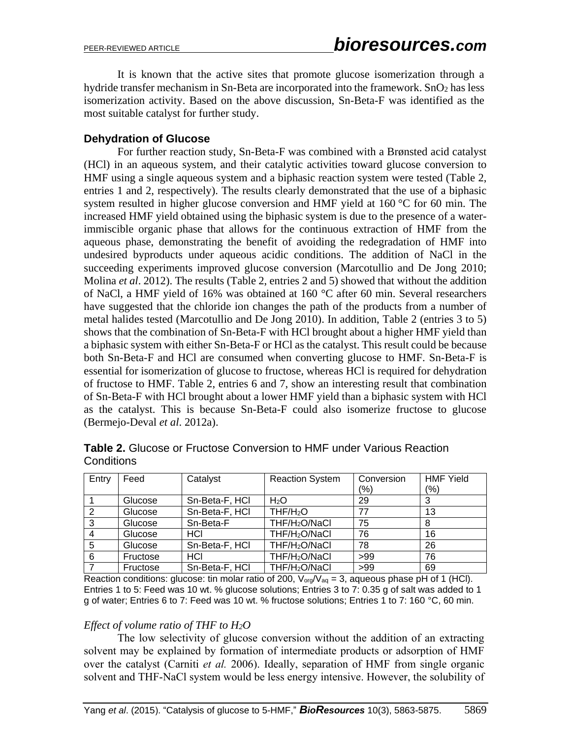It is known that the active sites that promote glucose isomerization through a hydride transfer mechanism in Sn-Beta are incorporated into the framework. $SnO_2$ has less isomerization activity. Based on the above discussion, Sn-Beta-F was identified as the most suitable catalyst for further study.

### Dehydration of Glucose

For further reaction study, Sn-Beta-F was combined with a Brønsted acid catalyst (HCl) in an aqueous system, and their catalytic activities toward glucose conversion to HMF using a single aqueous system and a biphasic reaction system were tested (Table 2, entries 1 and 2, respectively). The results clearly demonstrated that the use of a biphasic system resulted in higher glucose conversion and HMF yield at 160 °C for 60 min. The increased HMF yield obtained using the biphasic system is due to the presence of a water-immiscible organic phase that allows for the continuous extraction of HMF from the aqueous phase, demonstrating the benefit of avoiding the redegradation of HMF into undesired byproducts under aqueous acidic conditions. The addition of NaCl in the succeeding experiments improved glucose conversion (Marcotullio and De Jong 2010; Molina *et al*. 2012). The results (Table 2, entries 2 and 5) showed that without the addition of NaCl, a HMF yield of 16% was obtained at 160 °C after 60 min. Several researchers have suggested that the chloride ion changes the path of the products from a number of metal halides tested (Marcotullio and De Jong 2010). In addition, Table 2 (entries 3 to 5) shows that the combination of Sn-Beta-F with HCl brought about a higher HMF yield than a biphasic system with either Sn-Beta-F or HCl as the catalyst. This result could be because both Sn-Beta-F and HCl are consumed when converting glucose to HMF. Sn-Beta-F is essential for isomerization of glucose to fructose, whereas HCl is required for dehydration of fructose to HMF. Table 2, entries 6 and 7, show an interesting result that combination of Sn-Beta-F with HCl brought about a lower HMF yield than a biphasic system with HCl as the catalyst. This is because Sn-Beta-F could also isomerize fructose to glucose (Bermejo-Deval *et al*. 2012a).

**Table 2.** Glucose or Fructose Conversion to HMF under Various Reaction Conditions

| Entry | Feed | Catalyst | Reaction System | Conversion (%) | HMF Yield (%) |
|---|---|---|---|---|---|
| 1 | Glucose | Sn-Beta-F, HCl | $H_2O$ | 29 | 3 |
| 2 | Glucose | Sn-Beta-F, HCl | THF/$H_2O$ | 77 | 13 |
| 3 | Glucose | Sn-Beta-F | THF/$H_2O$/NaCl | 75 | 8 |
| 4 | Glucose | HCl | THF/$H_2O$/NaCl | 76 | 16 |
| 5 | Glucose | Sn-Beta-F, HCl | THF/$H_2O$/NaCl | 78 | 26 |
| 6 | Fructose | HCl | THF/$H_2O$/NaCl | >99 | 76 |
| 7 | Fructose | Sn-Beta-F, HCl | THF/$H_2O$/NaCl | >99 | 69 |

Reaction conditions: glucose: tin molar ratio of 200, $V_{org}/V_{aq}$ = 3, aqueous phase pH of 1 (HCl). Entries 1 to 5: Feed was 10 wt. % glucose solutions; Entries 3 to 7: 0.35 g of salt was added to 1 g of water; Entries 6 to 7: Feed was 10 wt. % fructose solutions; Entries 1 to 7: 160 °C, 60 min.

*Effect of volume ratio of THF to $H_2O$*

The low selectivity of glucose conversion without the addition of an extracting solvent may be explained by formation of intermediate products or adsorption of HMF over the catalyst (Carniti *et al.* 2006). Ideally, separation of HMF from single organic solvent and THF-NaCl system would be less energy intensive. However, the solubility of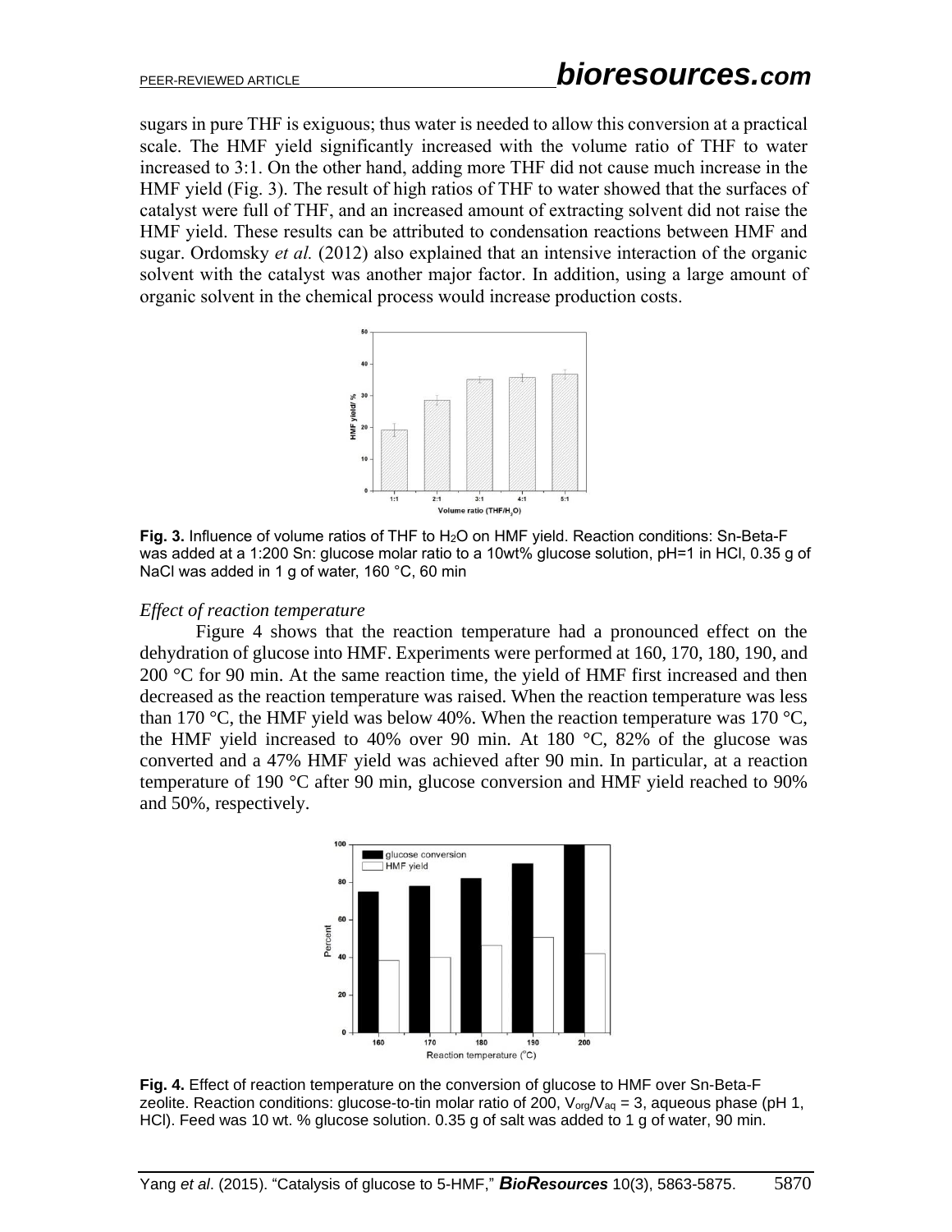sugars in pure THF is exiguous; thus water is needed to allow this conversion at a practical scale. The HMF yield significantly increased with the volume ratio of THF to water increased to 3:1. On the other hand, adding more THF did not cause much increase in the HMF yield (Fig. 3). The result of high ratios of THF to water showed that the surfaces of catalyst were full of THF, and an increased amount of extracting solvent did not raise the HMF yield. These results can be attributed to condensation reactions between HMF and sugar. Ordomsky *et al.* (2012) also explained that an intensive interaction of the organic solvent with the catalyst was another major factor. In addition, using a large amount of organic solvent in the chemical process would increase production costs.

**Fig. 3.** Influence of volume ratios of THF to $H_2O$ on HMF yield. Reaction conditions: Sn-Beta-F was added at a 1:200 Sn: glucose molar ratio to a 10wt% glucose solution, pH=1 in HCl, 0.35 g of NaCl was added in 1 g of water, 160 °C, 60 min

*Effect of reaction temperature*

Figure 4 shows that the reaction temperature had a pronounced effect on the dehydration of glucose into HMF. Experiments were performed at 160, 170, 180, 190, and 200 °C for 90 min. At the same reaction time, the yield of HMF first increased and then decreased as the reaction temperature was raised. When the reaction temperature was less than 170 °C, the HMF yield was below 40%. When the reaction temperature was 170 °C, the HMF yield increased to 40% over 90 min. At 180 °C, 82% of the glucose was converted and a 47% HMF yield was achieved after 90 min. In particular, at a reaction temperature of 190 °C after 90 min, glucose conversion and HMF yield reached to 90% and 50%, respectively.

**Fig. 4.** Effect of reaction temperature on the conversion of glucose to HMF over Sn-Beta-F zeolite. Reaction conditions: glucose-to-tin molar ratio of 200, $V_{org}/V_{aq}$ = 3, aqueous phase (pH 1, HCl). Feed was 10 wt. % glucose solution. 0.35 g of salt was added to 1 g of water, 90 min.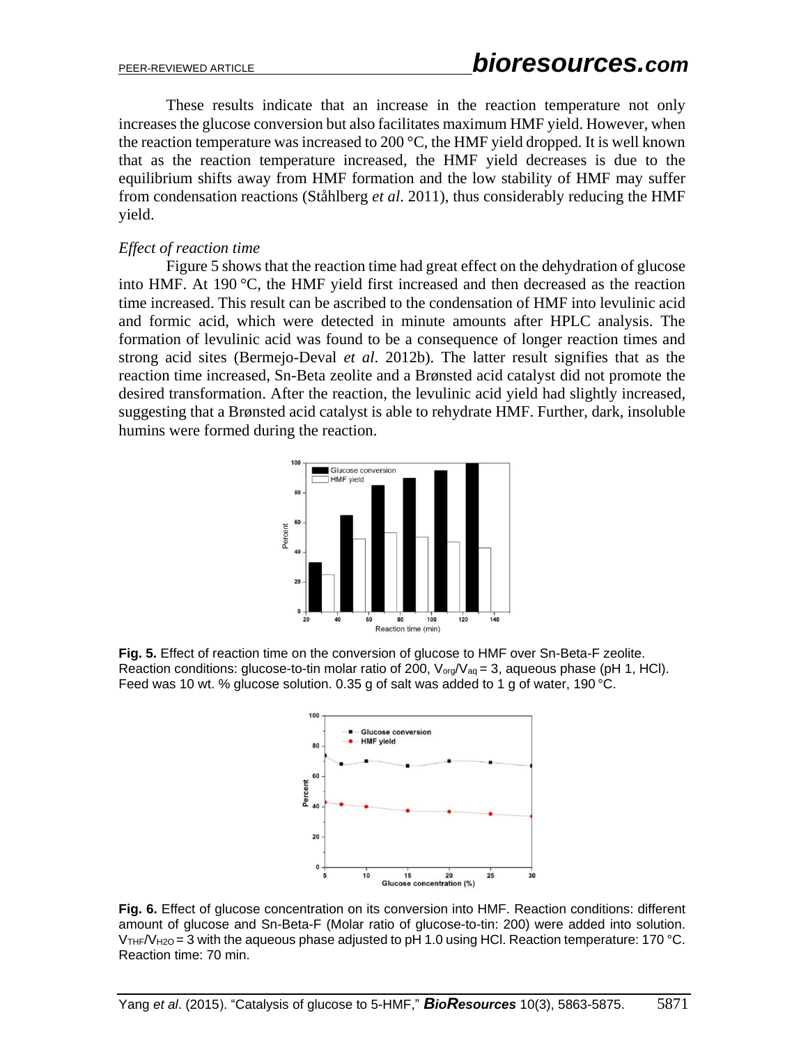These results indicate that an increase in the reaction temperature not only increases the glucose conversion but also facilitates maximum HMF yield. However, when the reaction temperature was increased to 200 °C, the HMF yield dropped. It is well known that as the reaction temperature increased, the HMF yield decreases is due to the equilibrium shifts away from HMF formation and the low stability of HMF may suffer from condensation reactions (Ståhlberg *et al*. 2011), thus considerably reducing the HMF yield.

*Effect of reaction time*

Figure 5 shows that the reaction time had great effect on the dehydration of glucose into HMF. At 190 °C, the HMF yield first increased and then decreased as the reaction time increased. This result can be ascribed to the condensation of HMF into levulinic acid and formic acid, which were detected in minute amounts after HPLC analysis. The formation of levulinic acid was found to be a consequence of longer reaction times and strong acid sites (Bermejo-Deval *et al*. 2012b). The latter result signifies that as the reaction time increased, Sn-Beta zeolite and a Brønsted acid catalyst did not promote the desired transformation. After the reaction, the levulinic acid yield had slightly increased, suggesting that a Brønsted acid catalyst is able to rehydrate HMF. Further, dark, insoluble humins were formed during the reaction.

**Fig. 5.** Effect of reaction time on the conversion of glucose to HMF over Sn-Beta-F zeolite. Reaction conditions: glucose-to-tin molar ratio of 200, $V_{org}/V_{aq} = 3$, aqueous phase (pH 1, HCl). Feed was 10 wt. % glucose solution. 0.35 g of salt was added to 1 g of water, 190 °C.

**Fig. 6.** Effect of glucose concentration on its conversion into HMF. Reaction conditions: different amount of glucose and Sn-Beta-F (Molar ratio of glucose-to-tin: 200) were added into solution. $V_{THF}/V_{H2O} = 3$ with the aqueous phase adjusted to pH 1.0 using HCl. Reaction temperature: 170 °C. Reaction time: 70 min.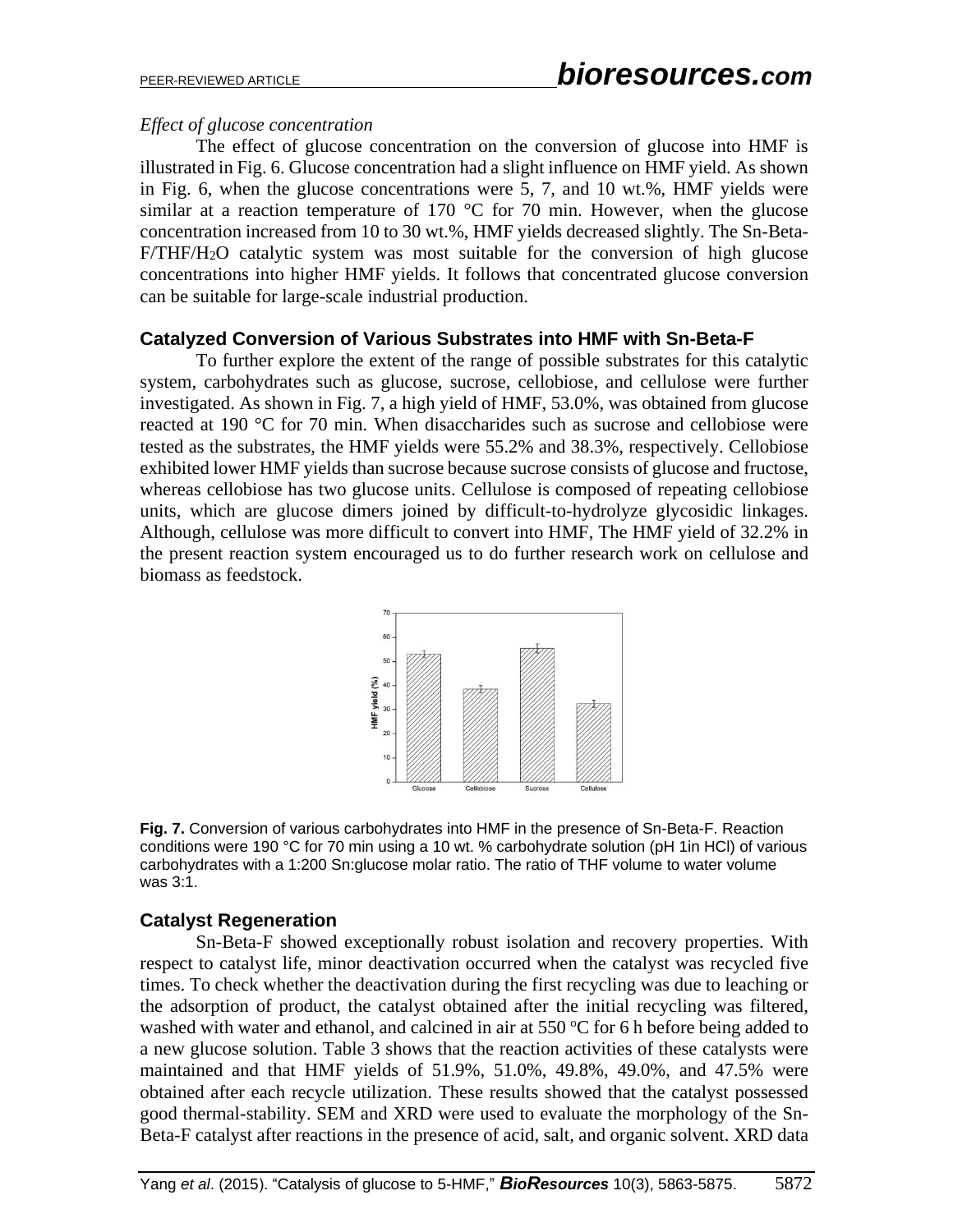*Effect of glucose concentration*

The effect of glucose concentration on the conversion of glucose into HMF is illustrated in Fig. 6. Glucose concentration had a slight influence on HMF yield. As shown in Fig. 6, when the glucose concentrations were 5, 7, and 10 wt.%, HMF yields were similar at a reaction temperature of 170 °C for 70 min. However, when the glucose concentration increased from 10 to 30 wt.%, HMF yields decreased slightly. The Sn-Beta-F/THF/$H_2O$ catalytic system was most suitable for the conversion of high glucose concentrations into higher HMF yields. It follows that concentrated glucose conversion can be suitable for large-scale industrial production.

## Catalyzed Conversion of Various Substrates into HMF with Sn-Beta-F

To further explore the extent of the range of possible substrates for this catalytic system, carbohydrates such as glucose, sucrose, cellobiose, and cellulose were further investigated. As shown in Fig. 7, a high yield of HMF, 53.0%, was obtained from glucose reacted at 190 °C for 70 min. When disaccharides such as sucrose and cellobiose were tested as the substrates, the HMF yields were 55.2% and 38.3%, respectively. Cellobiose exhibited lower HMF yields than sucrose because sucrose consists of glucose and fructose, whereas cellobiose has two glucose units. Cellulose is composed of repeating cellobiose units, which are glucose dimers joined by difficult-to-hydrolyze glycosidic linkages. Although, cellulose was more difficult to convert into HMF, The HMF yield of 32.2% in the present reaction system encouraged us to do further research work on cellulose and biomass as feedstock.

**Fig. 7.** Conversion of various carbohydrates into HMF in the presence of Sn-Beta-F. Reaction conditions were 190 °C for 70 min using a 10 wt. % carbohydrate solution (pH 1in HCl) of various carbohydrates with a 1:200 Sn:glucose molar ratio. The ratio of THF volume to water volume was 3:1.

## Catalyst Regeneration

Sn-Beta-F showed exceptionally robust isolation and recovery properties. With respect to catalyst life, minor deactivation occurred when the catalyst was recycled five times. To check whether the deactivation during the first recycling was due to leaching or the adsorption of product, the catalyst obtained after the initial recycling was filtered, washed with water and ethanol, and calcined in air at 550 °C for 6 h before being added to a new glucose solution. Table 3 shows that the reaction activities of these catalysts were maintained and that HMF yields of 51.9%, 51.0%, 49.8%, 49.0%, and 47.5% were obtained after each recycle utilization. These results showed that the catalyst possessed good thermal-stability. SEM and XRD were used to evaluate the morphology of the Sn-Beta-F catalyst after reactions in the presence of acid, salt, and organic solvent. XRD data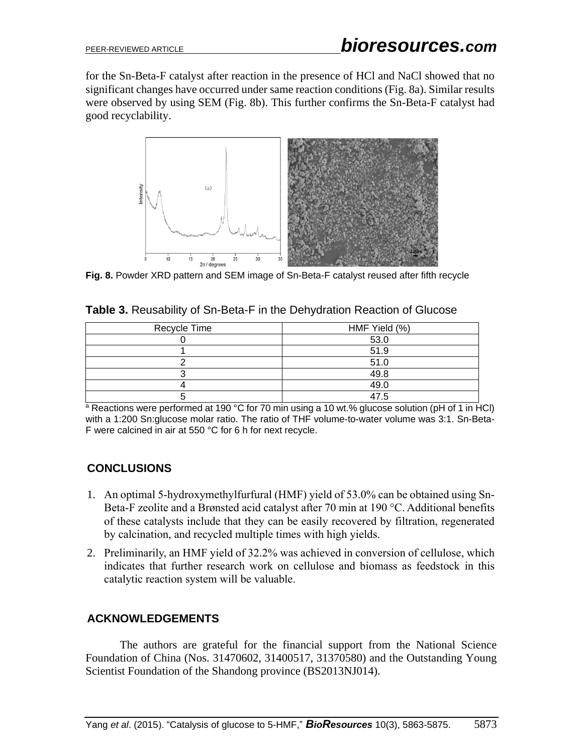for the Sn-Beta-F catalyst after reaction in the presence of HCl and NaCl showed that no significant changes have occurred under same reaction conditions (Fig. 8a). Similar results were observed by using SEM (Fig. 8b). This further confirms the Sn-Beta-F catalyst had good recyclability.

**Fig. 8.** Powder XRD pattern and SEM image of Sn-Beta-F catalyst reused after fifth recycle

**Table 3.** Reusability of Sn-Beta-F in the Dehydration Reaction of Glucose

| Recycle Time | HMF Yield (%) |
| --- | --- |
| 0 | 53.0 |
| 1 | 51.9 |
| 2 | 51.0 |
| 3 | 49.8 |
| 4 | 49.0 |
| 5 | 47.5 |

[a] Reactions were performed at 190 °C for 70 min using a 10 wt.% glucose solution (pH of 1 in HCl) with a 1:200 Sn:glucose molar ratio. The ratio of THF volume-to-water volume was 3:1. Sn-Beta-F were calcined in air at 550 °C for 6 h for next recycle.

## CONCLUSIONS

1. An optimal 5-hydroxymethylfurfural (HMF) yield of 53.0% can be obtained using Sn-Beta-F zeolite and a Brønsted acid catalyst after 70 min at 190 °C. Additional benefits of these catalysts include that they can be easily recovered by filtration, regenerated by calcination, and recycled multiple times with high yields.
2. Preliminarily, an HMF yield of 32.2% was achieved in conversion of cellulose, which indicates that further research work on cellulose and biomass as feedstock in this catalytic reaction system will be valuable.

## ACKNOWLEDGEMENTS

The authors are grateful for the financial support from the National Science Foundation of China (Nos. 31470602, 31400517, 31370580) and the Outstanding Young Scientist Foundation of the Shandong province (BS2013NJ014).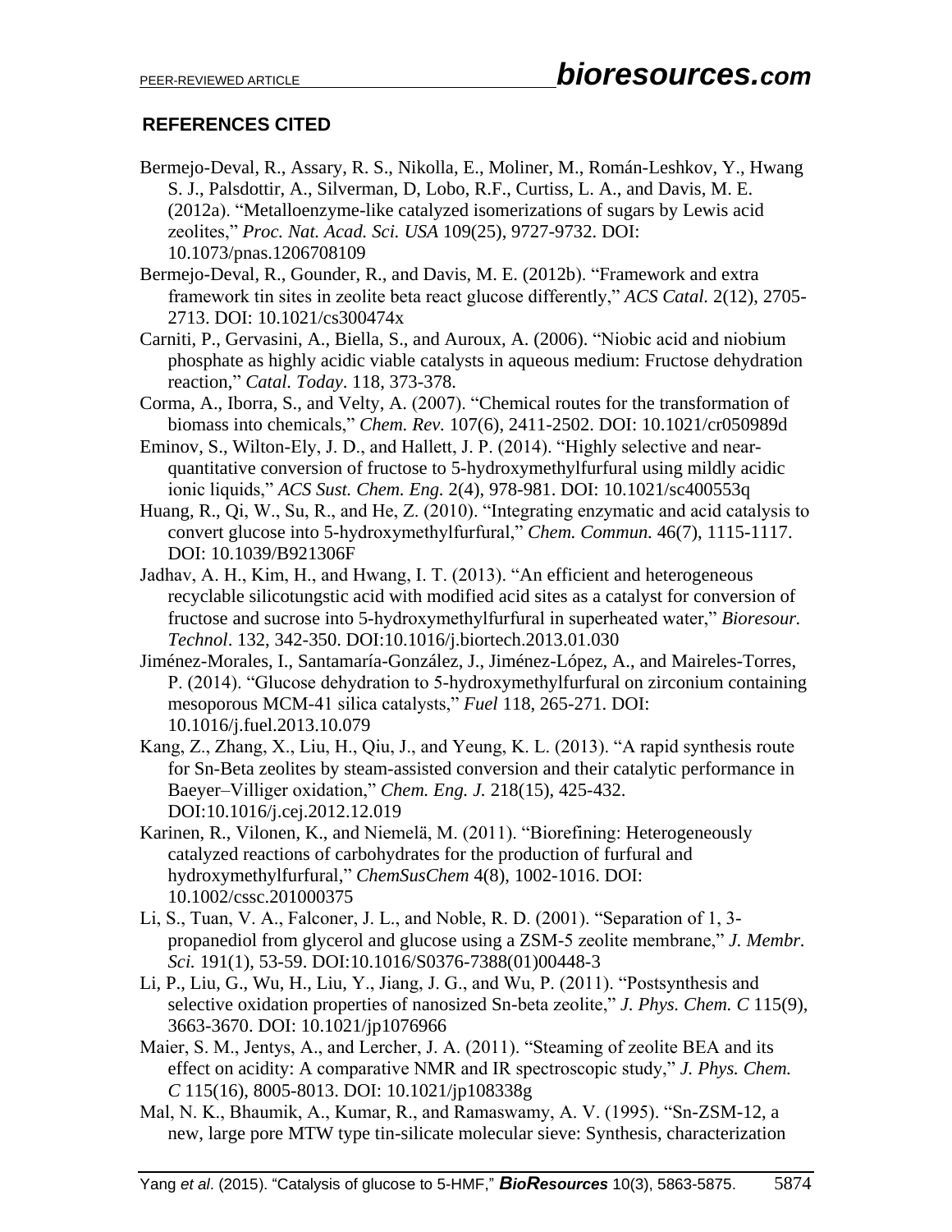## REFERENCES CITED

Bermejo-Deval, R., Assary, R. S., Nikolla, E., Moliner, M., Román-Leshkov, Y., Hwang S. J., Palsdottir, A., Silverman, D, Lobo, R.F., Curtiss, L. A., and Davis, M. E. (2012a). "Metalloenzyme-like catalyzed isomerizations of sugars by Lewis acid zeolites," *Proc. Nat. Acad. Sci. USA* 109(25), 9727-9732. DOI: 10.1073/pnas.1206708109

Bermejo-Deval, R., Gounder, R., and Davis, M. E. (2012b). "Framework and extra framework tin sites in zeolite beta react glucose differently," *ACS Catal.* 2(12), 2705-2713. DOI: 10.1021/cs300474x

Carniti, P., Gervasini, A., Biella, S., and Auroux, A. (2006). "Niobic acid and niobium phosphate as highly acidic viable catalysts in aqueous medium: Fructose dehydration reaction," *Catal. Today*. 118, 373-378.

Corma, A., Iborra, S., and Velty, A. (2007). "Chemical routes for the transformation of biomass into chemicals," *Chem. Rev.* 107(6), 2411-2502. DOI: 10.1021/cr050989d

Eminov, S., Wilton-Ely, J. D., and Hallett, J. P. (2014). "Highly selective and near-quantitative conversion of fructose to 5-hydroxymethylfurfural using mildly acidic ionic liquids," *ACS Sust. Chem. Eng.* 2(4), 978-981. DOI: 10.1021/sc400553q

Huang, R., Qi, W., Su, R., and He, Z. (2010). "Integrating enzymatic and acid catalysis to convert glucose into 5-hydroxymethylfurfural," *Chem. Commun.* 46(7), 1115-1117. DOI: 10.1039/B921306F

Jadhav, A. H., Kim, H., and Hwang, I. T. (2013). "An efficient and heterogeneous recyclable silicotungstic acid with modified acid sites as a catalyst for conversion of fructose and sucrose into 5-hydroxymethylfurfural in superheated water," *Bioresour. Technol*. 132, 342-350. DOI:10.1016/j.biortech.2013.01.030

Jiménez-Morales, I., Santamaría-González, J., Jiménez-López, A., and Maireles-Torres, P. (2014). "Glucose dehydration to 5-hydroxymethylfurfural on zirconium containing mesoporous MCM-41 silica catalysts," *Fuel* 118, 265-271. DOI: 10.1016/j.fuel.2013.10.079

Kang, Z., Zhang, X., Liu, H., Qiu, J., and Yeung, K. L. (2013). "A rapid synthesis route for Sn-Beta zeolites by steam-assisted conversion and their catalytic performance in Baeyer–Villiger oxidation," *Chem. Eng. J.* 218(15), 425-432. DOI:10.1016/j.cej.2012.12.019

Karinen, R., Vilonen, K., and Niemelä, M. (2011). "Biorefining: Heterogeneously catalyzed reactions of carbohydrates for the production of furfural and hydroxymethylfurfural," *ChemSusChem* 4(8), 1002-1016. DOI: 10.1002/cssc.201000375

Li, S., Tuan, V. A., Falconer, J. L., and Noble, R. D. (2001). "Separation of 1, 3-propanediol from glycerol and glucose using a ZSM-5 zeolite membrane," *J. Membr. Sci.* 191(1), 53-59. DOI:10.1016/S0376-7388(01)00448-3

Li, P., Liu, G., Wu, H., Liu, Y., Jiang, J. G., and Wu, P. (2011). "Postsynthesis and selective oxidation properties of nanosized Sn-beta zeolite," *J. Phys. Chem. C* 115(9), 3663-3670. DOI: 10.1021/jp1076966

Maier, S. M., Jentys, A., and Lercher, J. A. (2011). "Steaming of zeolite BEA and its effect on acidity: A comparative NMR and IR spectroscopic study," *J. Phys. Chem. C* 115(16), 8005-8013. DOI: 10.1021/jp108338g

Mal, N. K., Bhaumik, A., Kumar, R., and Ramaswamy, A. V. (1995). "Sn-ZSM-12, a new, large pore MTW type tin-silicate molecular sieve: Synthesis, characterization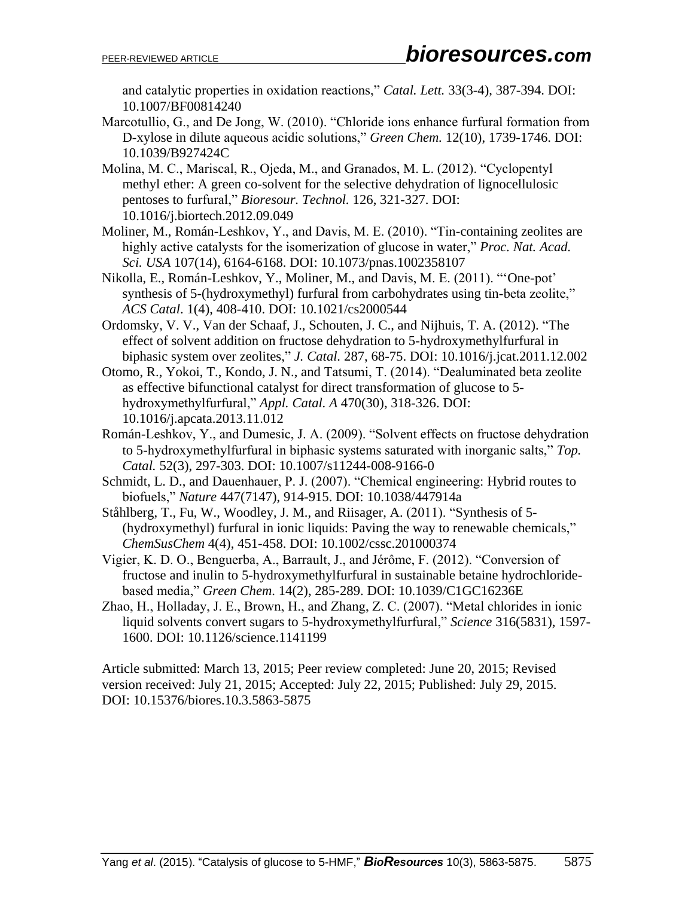and catalytic properties in oxidation reactions," *Catal. Lett.* 33(3-4), 387-394. DOI: 10.1007/BF00814240

Marcotullio, G., and De Jong, W. (2010). "Chloride ions enhance furfural formation from D-xylose in dilute aqueous acidic solutions," *Green Chem.* 12(10), 1739-1746. DOI: 10.1039/B927424C

Molina, M. C., Mariscal, R., Ojeda, M., and Granados, M. L. (2012). "Cyclopentyl methyl ether: A green co-solvent for the selective dehydration of lignocellulosic pentoses to furfural," *Bioresour. Technol.* 126, 321-327. DOI: 10.1016/j.biortech.2012.09.049

Moliner, M., Román-Leshkov, Y., and Davis, M. E. (2010). "Tin-containing zeolites are highly active catalysts for the isomerization of glucose in water," *Proc. Nat. Acad. Sci. USA* 107(14), 6164-6168. DOI: 10.1073/pnas.1002358107

Nikolla, E., Román-Leshkov, Y., Moliner, M., and Davis, M. E. (2011). "'One-pot' synthesis of 5-(hydroxymethyl) furfural from carbohydrates using tin-beta zeolite," *ACS Catal*. 1(4), 408-410. DOI: 10.1021/cs2000544

Ordomsky, V. V., Van der Schaaf, J., Schouten, J. C., and Nijhuis, T. A. (2012). "The effect of solvent addition on fructose dehydration to 5-hydroxymethylfurfural in biphasic system over zeolites," *J. Catal.* 287, 68-75. DOI: 10.1016/j.jcat.2011.12.002

Otomo, R., Yokoi, T., Kondo, J. N., and Tatsumi, T. (2014). "Dealuminated beta zeolite as effective bifunctional catalyst for direct transformation of glucose to 5-hydroxymethylfurfural," *Appl. Catal. A* 470(30), 318-326. DOI: 10.1016/j.apcata.2013.11.012

Román-Leshkov, Y., and Dumesic, J. A. (2009). "Solvent effects on fructose dehydration to 5-hydroxymethylfurfural in biphasic systems saturated with inorganic salts," *Top. Catal.* 52(3), 297-303. DOI: 10.1007/s11244-008-9166-0

Schmidt, L. D., and Dauenhauer, P. J. (2007). "Chemical engineering: Hybrid routes to biofuels," *Nature* 447(7147), 914-915. DOI: 10.1038/447914a

Ståhlberg, T., Fu, W., Woodley, J. M., and Riisager, A. (2011). "Synthesis of 5-(hydroxymethyl) furfural in ionic liquids: Paving the way to renewable chemicals," *ChemSusChem* 4(4), 451-458. DOI: 10.1002/cssc.201000374

Vigier, K. D. O., Benguerba, A., Barrault, J., and Jérôme, F. (2012). "Conversion of fructose and inulin to 5-hydroxymethylfurfural in sustainable betaine hydrochloride-based media," *Green Chem.* 14(2), 285-289. DOI: 10.1039/C1GC16236E

Zhao, H., Holladay, J. E., Brown, H., and Zhang, Z. C. (2007). "Metal chlorides in ionic liquid solvents convert sugars to 5-hydroxymethylfurfural," *Science* 316(5831), 1597-1600. DOI: 10.1126/science.1141199

Article submitted: March 13, 2015; Peer review completed: June 20, 2015; Revised version received: July 21, 2015; Accepted: July 22, 2015; Published: July 29, 2015. DOI: 10.15376/biores.10.3.5863-5875